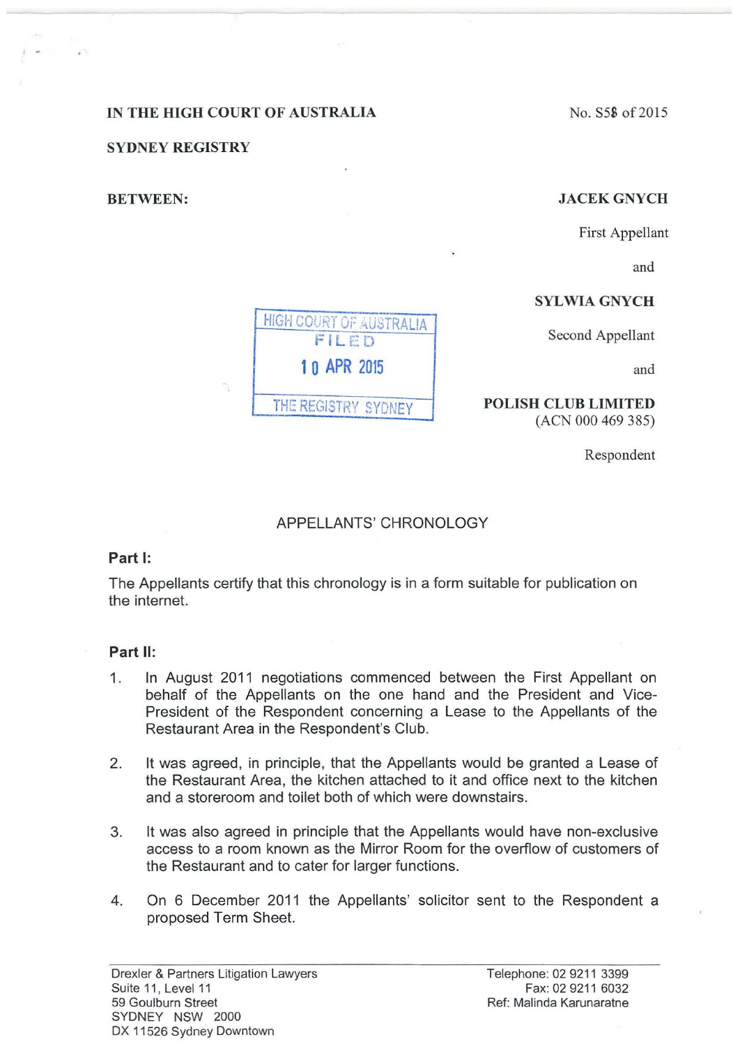IN THE HIGH COURT OF AUSTRALIA

No. S58 of 2015

SYDNEY REGISTRY

BETWEEN:

**JACEK GNYCH**
First Appellant

and

**SYLWIA GNYCH**
Second Appellant

and

**POLISH CLUB LIMITED**
(ACN 000 469 385)
Respondent

HIGH COURT OF AUSTRALIA
FILED
10 APR 2015
THE REGISTRY SYDNEY

## APPELLANTS' CHRONOLOGY

### Part I:

The Appellants certify that this chronology is in a form suitable for publication on the internet.

### Part II:

1. In August 2011 negotiations commenced between the First Appellant on behalf of the Appellants on the one hand and the President and Vice-President of the Respondent concerning a Lease to the Appellants of the Restaurant Area in the Respondent's Club.

2. It was agreed, in principle, that the Appellants would be granted a Lease of the Restaurant Area, the kitchen attached to it and office next to the kitchen and a storeroom and toilet both of which were downstairs.

3. It was also agreed in principle that the Appellants would have non-exclusive access to a room known as the Mirror Room for the overflow of customers of the Restaurant and to cater for larger functions.

4. On 6 December 2011 the Appellants' solicitor sent to the Respondent a proposed Term Sheet.

Drexler & Partners Litigation Lawyers
Suite 11, Level 11
59 Goulburn Street
SYDNEY NSW 2000
DX 11526 Sydney Downtown

Telephone: 02 9211 3399
Fax: 02 9211 6032
Ref: Malinda Karunaratne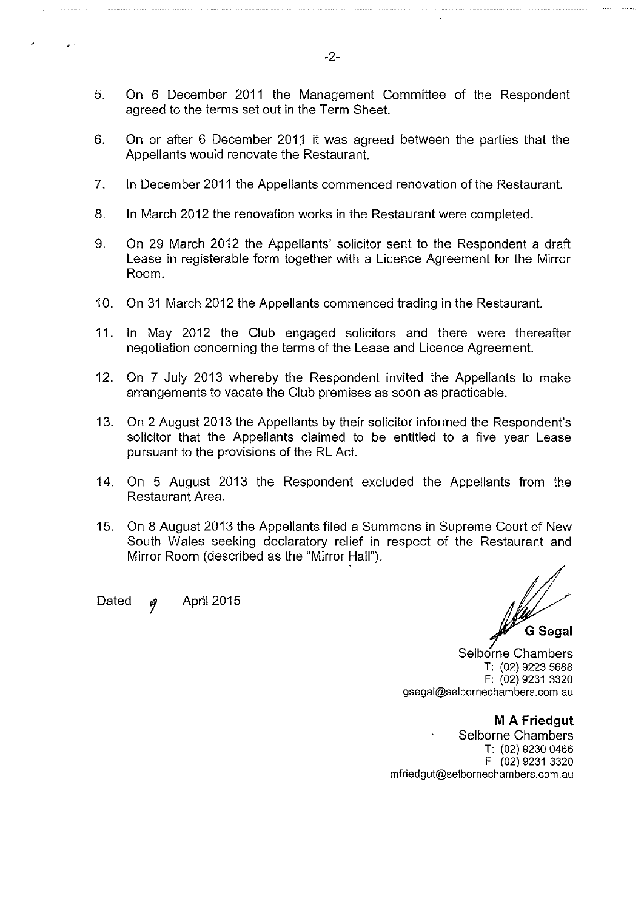5. On 6 December 2011 the Management Committee of the Respondent agreed to the terms set out in the Term Sheet.

6. On or after 6 December 2011 it was agreed between the parties that the Appellants would renovate the Restaurant.

7. In December 2011 the Appellants commenced renovation of the Restaurant.

8. In March 2012 the renovation works in the Restaurant were completed.

9. On 29 March 2012 the Appellants' solicitor sent to the Respondent a draft Lease in registerable form together with a Licence Agreement for the Mirror Room.

10. On 31 March 2012 the Appellants commenced trading in the Restaurant.

11. In May 2012 the Club engaged solicitors and there were thereafter negotiation concerning the terms of the Lease and Licence Agreement.

12. On 7 July 2013 whereby the Respondent invited the Appellants to make arrangements to vacate the Club premises as soon as practicable.

13. On 2 August 2013 the Appellants by their solicitor informed the Respondent's solicitor that the Appellants claimed to be entitled to a five year Lease pursuant to the provisions of the RL Act.

14. On 5 August 2013 the Respondent excluded the Appellants from the Restaurant Area.

15. On 8 August 2013 the Appellants filed a Summons in Supreme Court of New South Wales seeking declaratory relief in respect of the Restaurant and Mirror Room (described as the "Mirror Hall").

Dated 9 April 2015

**G Segal**
Selborne Chambers
T: (02) 9223 5688
F: (02) 9231 3320
gsegal@selbornechambers.com.au

**M A Friedgut**
Selborne Chambers
T: (02) 9230 0466
F (02) 9231 3320
mfriedgut@selbornechambers.com.au